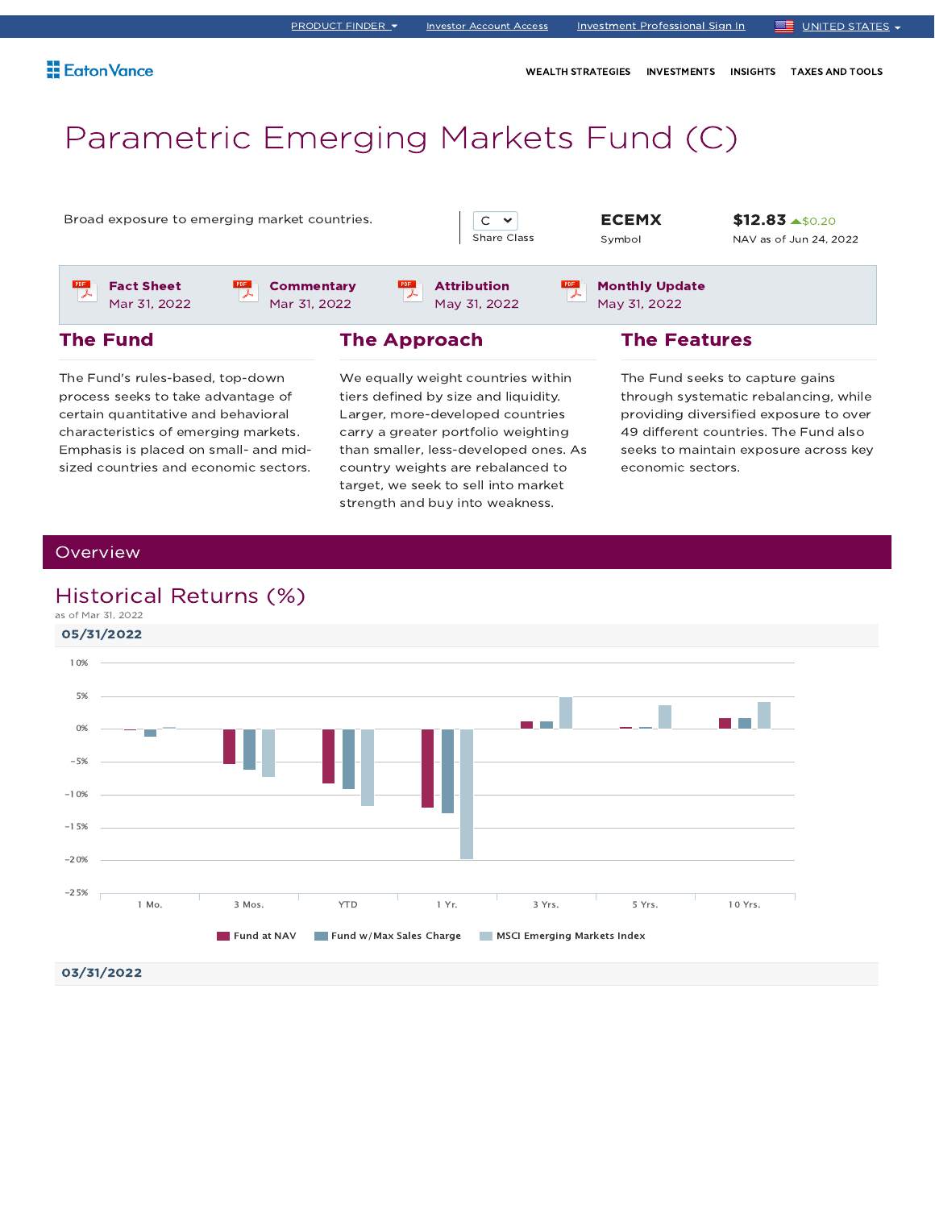PRODUCT FINDER | Investor Account Access | Investment Professional Sign In | UNITED STATES

Eaton Vance

WEALTH STRATEGIES | INVESTMENTS | INSIGHTS | TAXES AND TOOLS

# Parametric Emerging Markets Fund (C)

Broad exposure to emerging market countries.

C
Share Class

**ECEMX**
Symbol

**$12.83** $0.20
NAV as of Jun 24, 2022

**Fact Sheet** Mar 31, 2022

**Commentary** Mar 31, 2022

**Attribution** May 31, 2022

**Monthly Update** May 31, 2022

## The Fund

The Fund's rules-based, top-down process seeks to take advantage of certain quantitative and behavioral characteristics of emerging markets. Emphasis is placed on small- and mid-sized countries and economic sectors.

## The Approach

We equally weight countries within tiers defined by size and liquidity. Larger, more-developed countries carry a greater portfolio weighting than smaller, less-developed ones. As country weights are rebalanced to target, we seek to sell into market strength and buy into weakness.

## The Features

The Fund seeks to capture gains through systematic rebalancing, while providing diversified exposure to over 49 different countries. The Fund also seeks to maintain exposure across key economic sectors.

## Overview

### Historical Returns (%)

as of Mar 31, 2022

**05/31/2022**

Chart categories: 1 Mo., 3 Mos., YTD, 1 Yr., 3 Yrs., 5 Yrs., 10 Yrs.

Y-axis: 10%, 5%, 0%, -5%, -10%, -15%, -20%, -25%

Legend: Fund at NAV | Fund w/Max Sales Charge | MSCI Emerging Markets Index

**03/31/2022**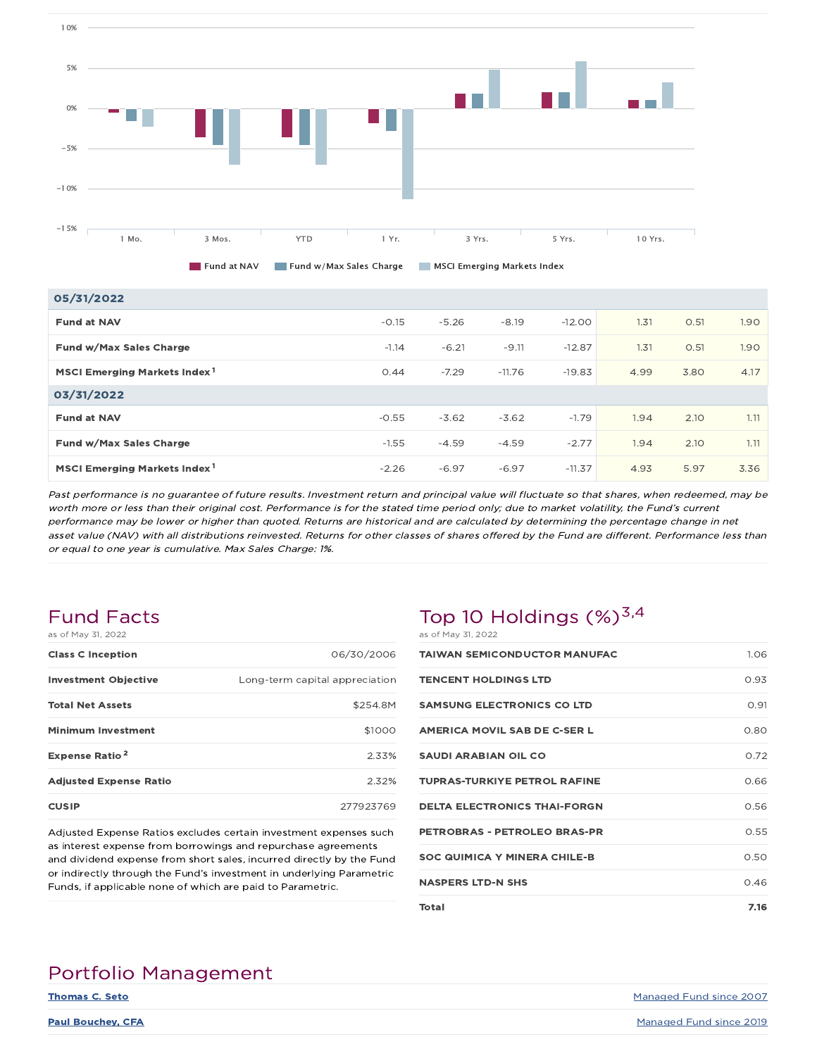| | 1 Mo. | 3 Mos. | YTD | 1 Yr. | 3 Yrs. | 5 Yrs. | 10 Yrs. |
|---|---|---|---|---|---|---|---|
| **05/31/2022** | | | | | | | |
| **Fund at NAV** | -0.15 | -5.26 | -8.19 | -12.00 | 1.31 | 0.51 | 1.90 |
| **Fund w/Max Sales Charge** | -1.14 | -6.21 | -9.11 | -12.87 | 1.31 | 0.51 | 1.90 |
| **MSCI Emerging Markets Index** [1] | 0.44 | -7.29 | -11.76 | -19.83 | 4.99 | 3.80 | 4.17 |
| **03/31/2022** | | | | | | | |
| **Fund at NAV** | -0.55 | -3.62 | -3.62 | -1.79 | 1.94 | 2.10 | 1.11 |
| **Fund w/Max Sales Charge** | -1.55 | -4.59 | -4.59 | -2.77 | 1.94 | 2.10 | 1.11 |
| **MSCI Emerging Markets Index** [1] | -2.26 | -6.97 | -6.97 | -11.37 | 4.93 | 5.97 | 3.36 |

*Past performance is no guarantee of future results. Investment return and principal value will fluctuate so that shares, when redeemed, may be worth more or less than their original cost. Performance is for the stated time period only; due to market volatility, the Fund's current performance may be lower or higher than quoted. Returns are historical and are calculated by determining the percentage change in net asset value (NAV) with all distributions reinvested. Returns for other classes of shares offered by the Fund are different. Performance less than or equal to one year is cumulative. Max Sales Charge: 1%.*

## Fund Facts

as of May 31, 2022

| | |
|---|---|
| **Class C Inception** | 06/30/2006 |
| **Investment Objective** | Long-term capital appreciation |
| **Total Net Assets** | $254.8M |
| **Minimum Investment** | $1000 |
| **Expense Ratio** [2] | 2.33% |
| **Adjusted Expense Ratio** | 2.32% |
| **CUSIP** | 277923769 |

Adjusted Expense Ratios excludes certain investment expenses such as interest expense from borrowings and repurchase agreements and dividend expense from short sales, incurred directly by the Fund or indirectly through the Fund's investment in underlying Parametric Funds, if applicable none of which are paid to Parametric.

## Top 10 Holdings (%)[3,4]

as of May 31, 2022

| | |
|---|---|
| **TAIWAN SEMICONDUCTOR MANUFAC** | 1.06 |
| **TENCENT HOLDINGS LTD** | 0.93 |
| **SAMSUNG ELECTRONICS CO LTD** | 0.91 |
| **AMERICA MOVIL SAB DE C-SER L** | 0.80 |
| **SAUDI ARABIAN OIL CO** | 0.72 |
| **TUPRAS-TURKIYE PETROL RAFINE** | 0.66 |
| **DELTA ELECTRONICS THAI-FORGN** | 0.56 |
| **PETROBRAS - PETROLEO BRAS-PR** | 0.55 |
| **SOC QUIMICA Y MINERA CHILE-B** | 0.50 |
| **NASPERS LTD-N SHS** | 0.46 |
| **Total** | **7.16** |

## Portfolio Management

| | |
|---|---|
| **Thomas C. Seto** | Managed Fund since 2007 |
| **Paul Bouchey, CFA** | Managed Fund since 2019 |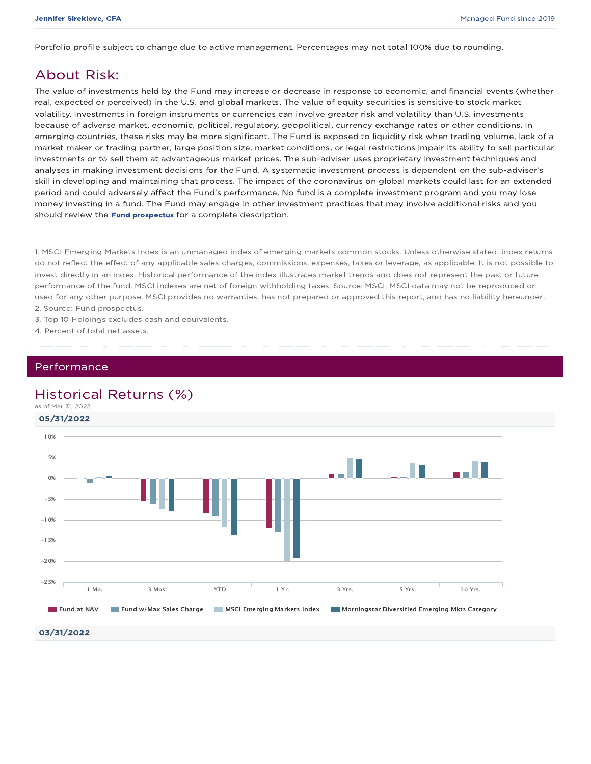**Jennifer Sireklove, CFA** Managed Fund since 2019

Portfolio profile subject to change due to active management. Percentages may not total 100% due to rounding.

## About Risk:

The value of investments held by the Fund may increase or decrease in response to economic, and financial events (whether real, expected or perceived) in the U.S. and global markets. The value of equity securities is sensitive to stock market volatility. Investments in foreign instruments or currencies can involve greater risk and volatility than U.S. investments because of adverse market, economic, political, regulatory, geopolitical, currency exchange rates or other conditions. In emerging countries, these risks may be more significant. The Fund is exposed to liquidity risk when trading volume, lack of a market maker or trading partner, large position size, market conditions, or legal restrictions impair its ability to sell particular investments or to sell them at advantageous market prices. The sub-adviser uses proprietary investment techniques and analyses in making investment decisions for the Fund. A systematic investment process is dependent on the sub-adviser's skill in developing and maintaining that process. The impact of the coronavirus on global markets could last for an extended period and could adversely affect the Fund's performance. No fund is a complete investment program and you may lose money investing in a fund. The Fund may engage in other investment practices that may involve additional risks and you should review the **Fund prospectus** for a complete description.

1. MSCI Emerging Markets Index is an unmanaged index of emerging markets common stocks. Unless otherwise stated, index returns do not reflect the effect of any applicable sales charges, commissions, expenses, taxes or leverage, as applicable. It is not possible to invest directly in an index. Historical performance of the index illustrates market trends and does not represent the past or future performance of the fund. MSCI indexes are net of foreign withholding taxes. Source: MSCI. MSCI data may not be reproduced or used for any other purpose. MSCI provides no warranties, has not prepared or approved this report, and has no liability hereunder.
2. Source: Fund prospectus.
3. Top 10 Holdings excludes cash and equivalents.
4. Percent of total net assets.

## Performance

## Historical Returns (%)

as of Mar 31, 2022

**05/31/2022**

Legend: Fund at NAV | Fund w/Max Sales Charge | MSCI Emerging Markets Index | Morningstar Diversified Emerging Mkts Category

Periods: 1 Mo. | 3 Mos. | YTD | 1 Yr. | 3 Yrs. | 5 Yrs. | 10 Yrs.

**03/31/2022**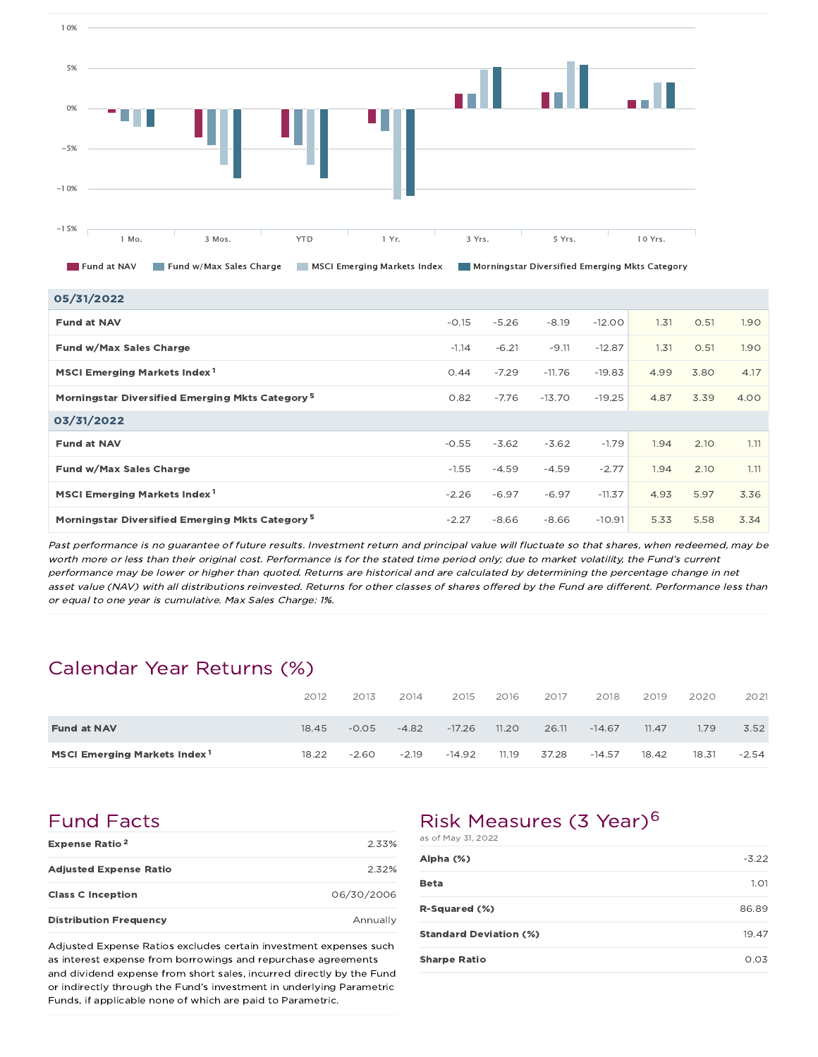| | 1 Mo. | 3 Mos. | YTD | 1 Yr. | 3 Yrs. | 5 Yrs. | 10 Yrs. |
|---|---|---|---|---|---|---|---|
| **05/31/2022** | | | | | | | |
| **Fund at NAV** | -0.15 | -5.26 | -8.19 | -12.00 | 1.31 | 0.51 | 1.90 |
| **Fund w/Max Sales Charge** | -1.14 | -6.21 | -9.11 | -12.87 | 1.31 | 0.51 | 1.90 |
| **MSCI Emerging Markets Index** [1] | 0.44 | -7.29 | -11.76 | -19.83 | 4.99 | 3.80 | 4.17 |
| **Morningstar Diversified Emerging Mkts Category** [5] | 0.82 | -7.76 | -13.70 | -19.25 | 4.87 | 3.39 | 4.00 |
| **03/31/2022** | | | | | | | |
| **Fund at NAV** | -0.55 | -3.62 | -3.62 | -1.79 | 1.94 | 2.10 | 1.11 |
| **Fund w/Max Sales Charge** | -1.55 | -4.59 | -4.59 | -2.77 | 1.94 | 2.10 | 1.11 |
| **MSCI Emerging Markets Index** [1] | -2.26 | -6.97 | -6.97 | -11.37 | 4.93 | 5.97 | 3.36 |
| **Morningstar Diversified Emerging Mkts Category** [5] | -2.27 | -8.66 | -8.66 | -10.91 | 5.33 | 5.58 | 3.34 |

*Past performance is no guarantee of future results. Investment return and principal value will fluctuate so that shares, when redeemed, may be worth more or less than their original cost. Performance is for the stated time period only; due to market volatility, the Fund's current performance may be lower or higher than quoted. Returns are historical and are calculated by determining the percentage change in net asset value (NAV) with all distributions reinvested. Returns for other classes of shares offered by the Fund are different. Performance less than or equal to one year is cumulative. Max Sales Charge: 1%.*

## Calendar Year Returns (%)

| | 2012 | 2013 | 2014 | 2015 | 2016 | 2017 | 2018 | 2019 | 2020 | 2021 |
|---|---|---|---|---|---|---|---|---|---|---|
| **Fund at NAV** | 18.45 | -0.05 | -4.82 | -17.26 | 11.20 | 26.11 | -14.67 | 11.47 | 1.79 | 3.52 |
| **MSCI Emerging Markets Index** [1] | 18.22 | -2.60 | -2.19 | -14.92 | 11.19 | 37.28 | -14.57 | 18.42 | 18.31 | -2.54 |

## Fund Facts

| | |
|---|---|
| **Expense Ratio** [2] | 2.33% |
| **Adjusted Expense Ratio** | 2.32% |
| **Class C Inception** | 06/30/2006 |
| **Distribution Frequency** | Annually |

Adjusted Expense Ratios excludes certain investment expenses such as interest expense from borrowings and repurchase agreements and dividend expense from short sales, incurred directly by the Fund or indirectly through the Fund's investment in underlying Parametric Funds, if applicable none of which are paid to Parametric.

## Risk Measures (3 Year)[6]

as of May 31, 2022

| | |
|---|---|
| **Alpha (%)** | -3.22 |
| **Beta** | 1.01 |
| **R-Squared (%)** | 86.89 |
| **Standard Deviation (%)** | 19.47 |
| **Sharpe Ratio** | 0.03 |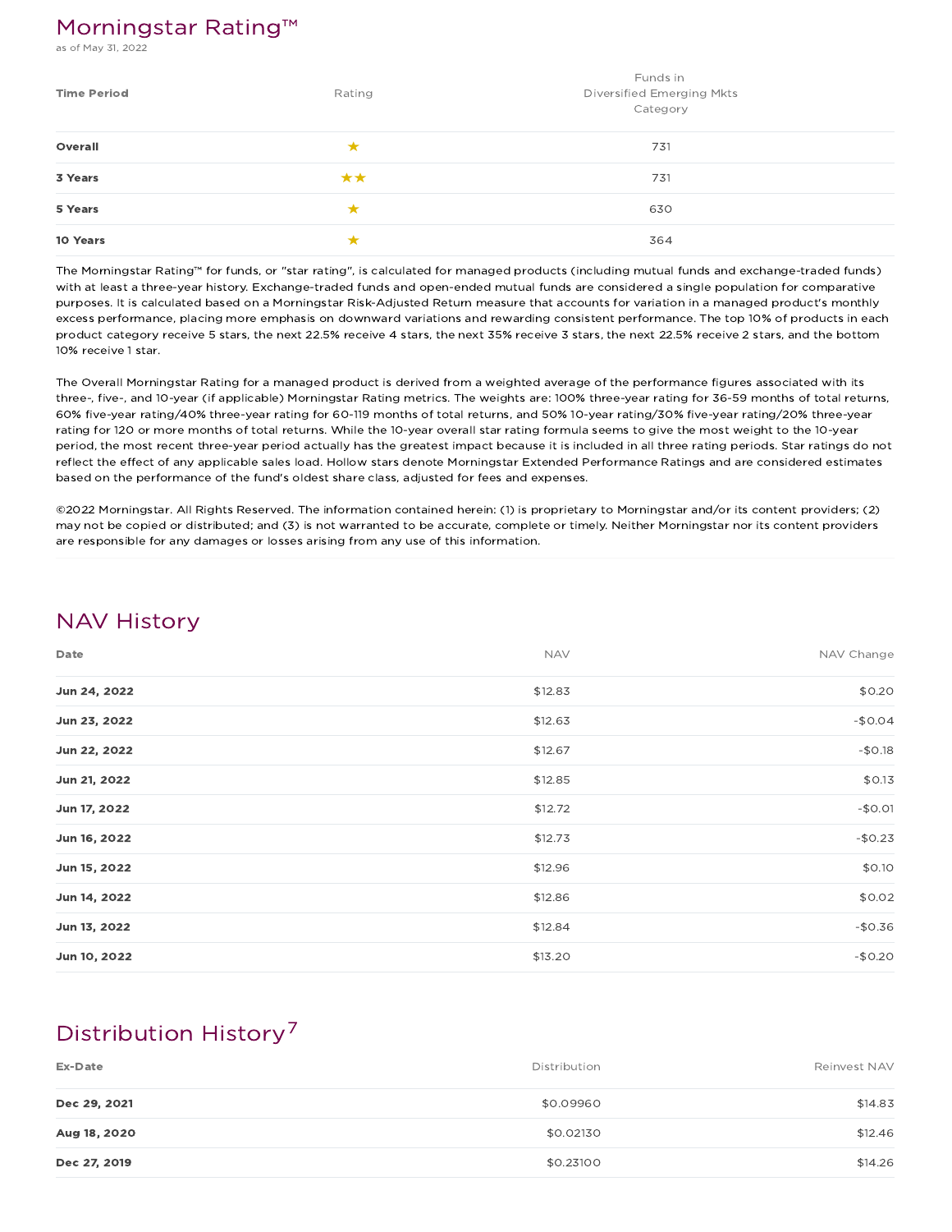## Morningstar Rating™

as of May 31, 2022

| Time Period | Rating | Funds in Diversified Emerging Mkts Category |
|---|---|---|
| **Overall** | ★ | 731 |
| **3 Years** | ★★ | 731 |
| **5 Years** | ★ | 630 |
| **10 Years** | ★ | 364 |

The Morningstar Rating™ for funds, or "star rating", is calculated for managed products (including mutual funds and exchange-traded funds) with at least a three-year history. Exchange-traded funds and open-ended mutual funds are considered a single population for comparative purposes. It is calculated based on a Morningstar Risk-Adjusted Return measure that accounts for variation in a managed product's monthly excess performance, placing more emphasis on downward variations and rewarding consistent performance. The top 10% of products in each product category receive 5 stars, the next 22.5% receive 4 stars, the next 35% receive 3 stars, the next 22.5% receive 2 stars, and the bottom 10% receive 1 star.

The Overall Morningstar Rating for a managed product is derived from a weighted average of the performance figures associated with its three-, five-, and 10-year (if applicable) Morningstar Rating metrics. The weights are: 100% three-year rating for 36-59 months of total returns, 60% five-year rating/40% three-year rating for 60-119 months of total returns, and 50% 10-year rating/30% five-year rating/20% three-year rating for 120 or more months of total returns. While the 10-year overall star rating formula seems to give the most weight to the 10-year period, the most recent three-year period actually has the greatest impact because it is included in all three rating periods. Star ratings do not reflect the effect of any applicable sales load. Hollow stars denote Morningstar Extended Performance Ratings and are considered estimates based on the performance of the fund's oldest share class, adjusted for fees and expenses.

©2022 Morningstar. All Rights Reserved. The information contained herein: (1) is proprietary to Morningstar and/or its content providers; (2) may not be copied or distributed; and (3) is not warranted to be accurate, complete or timely. Neither Morningstar nor its content providers are responsible for any damages or losses arising from any use of this information.

## NAV History

| Date | NAV | NAV Change |
|---|---|---|
| **Jun 24, 2022** | $12.83 | $0.20 |
| **Jun 23, 2022** | $12.63 | -$0.04 |
| **Jun 22, 2022** | $12.67 | -$0.18 |
| **Jun 21, 2022** | $12.85 | $0.13 |
| **Jun 17, 2022** | $12.72 | -$0.01 |
| **Jun 16, 2022** | $12.73 | -$0.23 |
| **Jun 15, 2022** | $12.96 | $0.10 |
| **Jun 14, 2022** | $12.86 | $0.02 |
| **Jun 13, 2022** | $12.84 | -$0.36 |
| **Jun 10, 2022** | $13.20 | -$0.20 |

## Distribution History[7]

| Ex-Date | Distribution | Reinvest NAV |
|---|---|---|
| **Dec 29, 2021** | $0.09960 | $14.83 |
| **Aug 18, 2020** | $0.02130 | $12.46 |
| **Dec 27, 2019** | $0.23100 | $14.26 |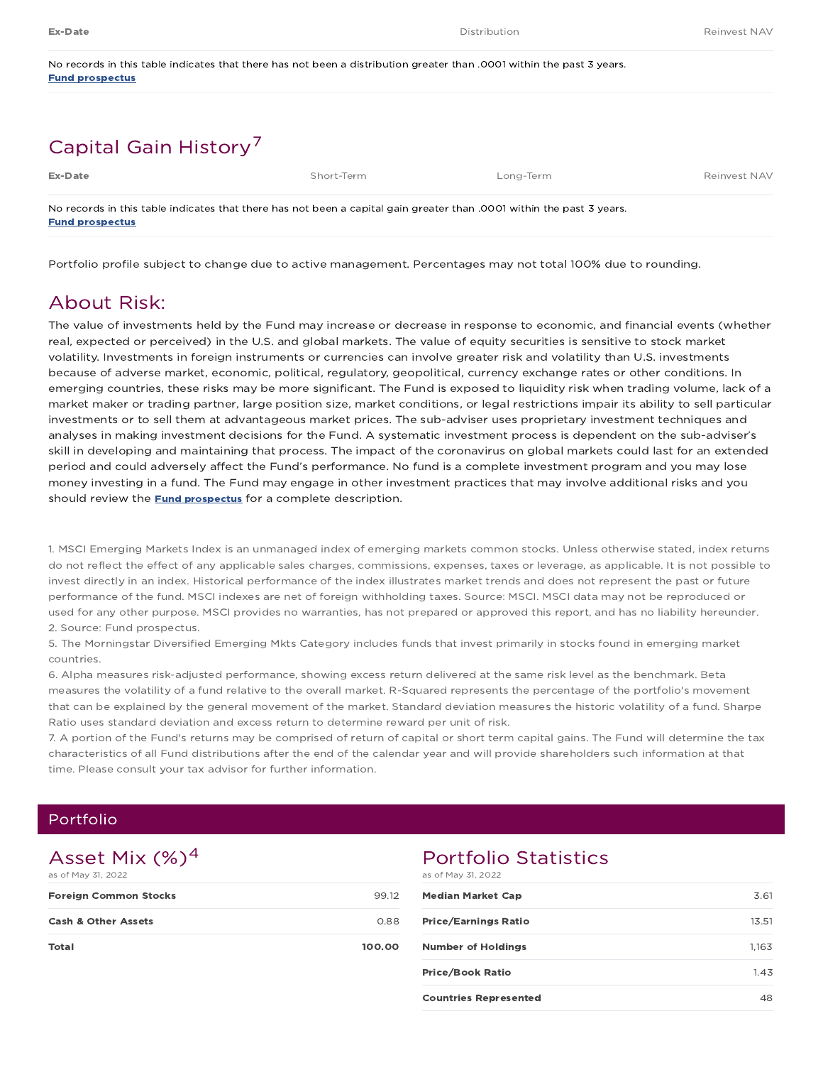| Ex-Date | Distribution | Reinvest NAV |
|---|---|---|

No records in this table indicates that there has not been a distribution greater than .0001 within the past 3 years.
**Fund prospectus**

## Capital Gain History[7]

| Ex-Date | Short-Term | Long-Term | Reinvest NAV |
|---|---|---|---|

No records in this table indicates that there has not been a capital gain greater than .0001 within the past 3 years.
**Fund prospectus**

Portfolio profile subject to change due to active management. Percentages may not total 100% due to rounding.

## About Risk:

The value of investments held by the Fund may increase or decrease in response to economic, and financial events (whether real, expected or perceived) in the U.S. and global markets. The value of equity securities is sensitive to stock market volatility. Investments in foreign instruments or currencies can involve greater risk and volatility than U.S. investments because of adverse market, economic, political, regulatory, geopolitical, currency exchange rates or other conditions. In emerging countries, these risks may be more significant. The Fund is exposed to liquidity risk when trading volume, lack of a market maker or trading partner, large position size, market conditions, or legal restrictions impair its ability to sell particular investments or to sell them at advantageous market prices. The sub-adviser uses proprietary investment techniques and analyses in making investment decisions for the Fund. A systematic investment process is dependent on the sub-adviser's skill in developing and maintaining that process. The impact of the coronavirus on global markets could last for an extended period and could adversely affect the Fund's performance. No fund is a complete investment program and you may lose money investing in a fund. The Fund may engage in other investment practices that may involve additional risks and you should review the **Fund prospectus** for a complete description.

1. MSCI Emerging Markets Index is an unmanaged index of emerging markets common stocks. Unless otherwise stated, index returns do not reflect the effect of any applicable sales charges, commissions, expenses, taxes or leverage, as applicable. It is not possible to invest directly in an index. Historical performance of the index illustrates market trends and does not represent the past or future performance of the fund. MSCI indexes are net of foreign withholding taxes. Source: MSCI. MSCI data may not be reproduced or used for any other purpose. MSCI provides no warranties, has not prepared or approved this report, and has no liability hereunder.
2. Source: Fund prospectus.
5. The Morningstar Diversified Emerging Mkts Category includes funds that invest primarily in stocks found in emerging market countries.
6. Alpha measures risk-adjusted performance, showing excess return delivered at the same risk level as the benchmark. Beta measures the volatility of a fund relative to the overall market. R-Squared represents the percentage of the portfolio's movement that can be explained by the general movement of the market. Standard deviation measures the historic volatility of a fund. Sharpe Ratio uses standard deviation and excess return to determine reward per unit of risk.
7. A portion of the Fund's returns may be comprised of return of capital or short term capital gains. The Fund will determine the tax characteristics of all Fund distributions after the end of the calendar year and will provide shareholders such information at that time. Please consult your tax advisor for further information.

# Portfolio

## Asset Mix (%)[4]

as of May 31, 2022

| | |
|---|---|
| **Foreign Common Stocks** | 99.12 |
| **Cash & Other Assets** | 0.88 |
| **Total** | **100.00** |

## Portfolio Statistics

as of May 31, 2022

| | |
|---|---|
| **Median Market Cap** | 3.61 |
| **Price/Earnings Ratio** | 13.51 |
| **Number of Holdings** | 1,163 |
| **Price/Book Ratio** | 1.43 |
| **Countries Represented** | 48 |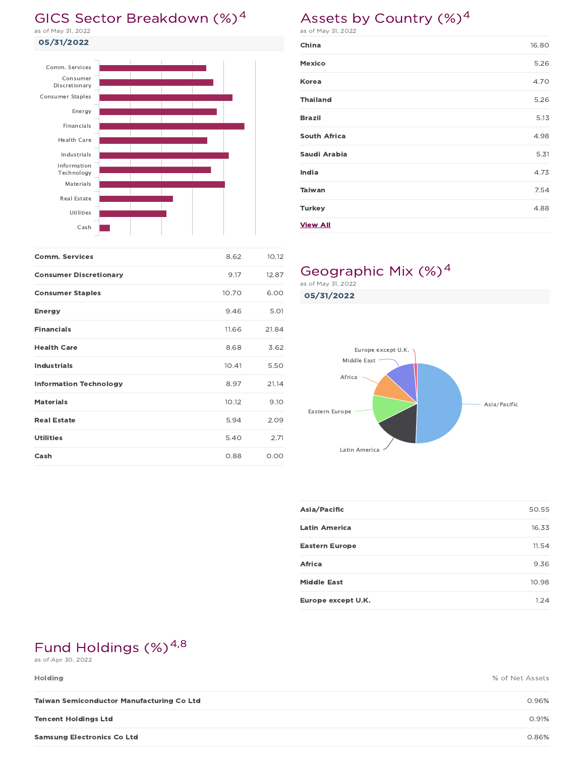## GICS Sector Breakdown (%)[4]

as of May 31, 2022

**05/31/2022**

| Sector | | |
|---|---|---|
| Comm. Services | 8.62 | 10.12 |
| Consumer Discretionary | 9.17 | 12.87 |
| Consumer Staples | 10.70 | 6.00 |
| Energy | 9.46 | 5.01 |
| Financials | 11.66 | 21.84 |
| Health Care | 8.68 | 3.62 |
| Industrials | 10.41 | 5.50 |
| Information Technology | 8.97 | 21.14 |
| Materials | 10.12 | 9.10 |
| Real Estate | 5.94 | 2.09 |
| Utilities | 5.40 | 2.71 |
| Cash | 0.88 | 0.00 |

## Assets by Country (%)[4]

as of May 31, 2022

| Country | % |
|---|---|
| China | 16.80 |
| Mexico | 5.26 |
| Korea | 4.70 |
| Thailand | 5.26 |
| Brazil | 5.13 |
| South Africa | 4.98 |
| Saudi Arabia | 5.31 |
| India | 4.73 |
| Taiwan | 7.54 |
| Turkey | 4.88 |

**View All**

## Geographic Mix (%)[4]

as of May 31, 2022

**05/31/2022**

| Region | % |
|---|---|
| Asia/Pacific | 50.55 |
| Latin America | 16.33 |
| Eastern Europe | 11.54 |
| Africa | 9.36 |
| Middle East | 10.98 |
| Europe except U.K. | 1.24 |

## Fund Holdings (%)[4,8]

as of Apr 30, 2022

| Holding | % of Net Assets |
|---|---|
| Taiwan Semiconductor Manufacturing Co Ltd | 0.96% |
| Tencent Holdings Ltd | 0.91% |
| Samsung Electronics Co Ltd | 0.86% |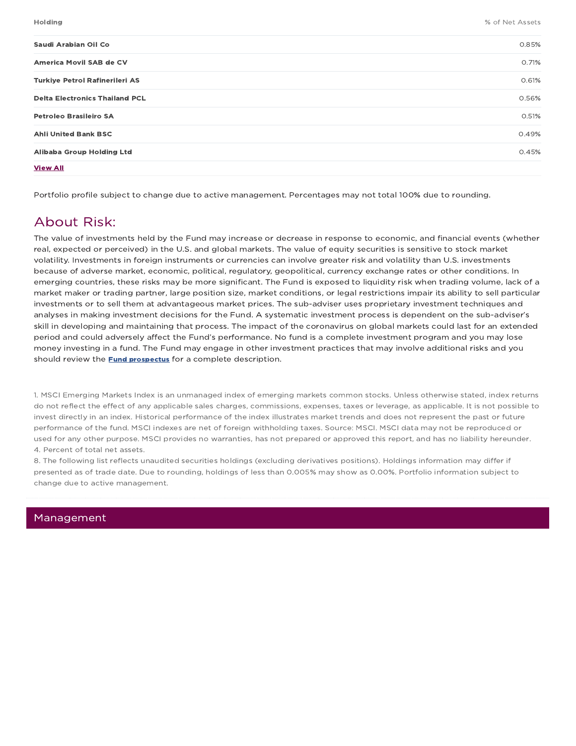| Holding | % of Net Assets |
| --- | --- |
| **Saudi Arabian Oil Co** | 0.85% |
| **America Movil SAB de CV** | 0.71% |
| **Turkiye Petrol Rafinerileri AS** | 0.61% |
| **Delta Electronics Thailand PCL** | 0.56% |
| **Petroleo Brasileiro SA** | 0.51% |
| **Ahli United Bank BSC** | 0.49% |
| **Alibaba Group Holding Ltd** | 0.45% |

**View All**

Portfolio profile subject to change due to active management. Percentages may not total 100% due to rounding.

## About Risk:

The value of investments held by the Fund may increase or decrease in response to economic, and financial events (whether real, expected or perceived) in the U.S. and global markets. The value of equity securities is sensitive to stock market volatility. Investments in foreign instruments or currencies can involve greater risk and volatility than U.S. investments because of adverse market, economic, political, regulatory, geopolitical, currency exchange rates or other conditions. In emerging countries, these risks may be more significant. The Fund is exposed to liquidity risk when trading volume, lack of a market maker or trading partner, large position size, market conditions, or legal restrictions impair its ability to sell particular investments or to sell them at advantageous market prices. The sub-adviser uses proprietary investment techniques and analyses in making investment decisions for the Fund. A systematic investment process is dependent on the sub-adviser's skill in developing and maintaining that process. The impact of the coronavirus on global markets could last for an extended period and could adversely affect the Fund's performance. No fund is a complete investment program and you may lose money investing in a fund. The Fund may engage in other investment practices that may involve additional risks and you should review the **Fund prospectus** for a complete description.

1. MSCI Emerging Markets Index is an unmanaged index of emerging markets common stocks. Unless otherwise stated, index returns do not reflect the effect of any applicable sales charges, commissions, expenses, taxes or leverage, as applicable. It is not possible to invest directly in an index. Historical performance of the index illustrates market trends and does not represent the past or future performance of the fund. MSCI indexes are net of foreign withholding taxes. Source: MSCI. MSCI data may not be reproduced or used for any other purpose. MSCI provides no warranties, has not prepared or approved this report, and has no liability hereunder.
4. Percent of total net assets.
8. The following list reflects unaudited securities holdings (excluding derivatives positions). Holdings information may differ if presented as of trade date. Due to rounding, holdings of less than 0.005% may show as 0.00%. Portfolio information subject to change due to active management.

## Management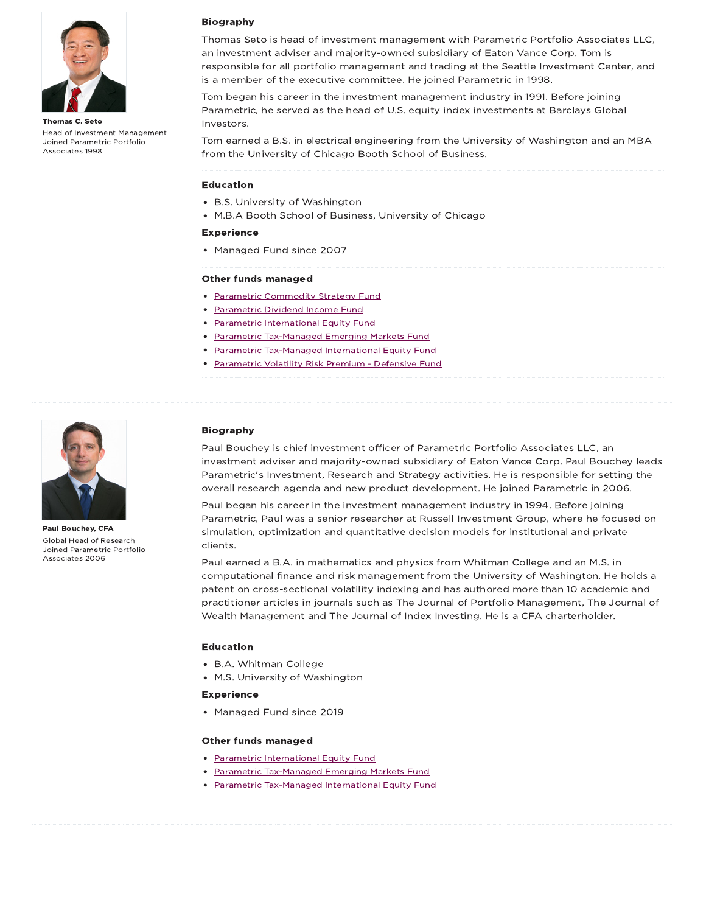**Thomas C. Seto**

Head of Investment Management
Joined Parametric Portfolio Associates 1998

### Biography

Thomas Seto is head of investment management with Parametric Portfolio Associates LLC, an investment adviser and majority-owned subsidiary of Eaton Vance Corp. Tom is responsible for all portfolio management and trading at the Seattle Investment Center, and is a member of the executive committee. He joined Parametric in 1998.

Tom began his career in the investment management industry in 1991. Before joining Parametric, he served as the head of U.S. equity index investments at Barclays Global Investors.

Tom earned a B.S. in electrical engineering from the University of Washington and an MBA from the University of Chicago Booth School of Business.

### Education

- B.S. University of Washington
- M.B.A Booth School of Business, University of Chicago

### Experience

- Managed Fund since 2007

### Other funds managed

- Parametric Commodity Strategy Fund
- Parametric Dividend Income Fund
- Parametric International Equity Fund
- Parametric Tax-Managed Emerging Markets Fund
- Parametric Tax-Managed International Equity Fund
- Parametric Volatility Risk Premium - Defensive Fund

---

**Paul Bouchey, CFA**

Global Head of Research
Joined Parametric Portfolio Associates 2006

### Biography

Paul Bouchey is chief investment officer of Parametric Portfolio Associates LLC, an investment adviser and majority-owned subsidiary of Eaton Vance Corp. Paul Bouchey leads Parametric's Investment, Research and Strategy activities. He is responsible for setting the overall research agenda and new product development. He joined Parametric in 2006.

Paul began his career in the investment management industry in 1994. Before joining Parametric, Paul was a senior researcher at Russell Investment Group, where he focused on simulation, optimization and quantitative decision models for institutional and private clients.

Paul earned a B.A. in mathematics and physics from Whitman College and an M.S. in computational finance and risk management from the University of Washington. He holds a patent on cross-sectional volatility indexing and has authored more than 10 academic and practitioner articles in journals such as The Journal of Portfolio Management, The Journal of Wealth Management and The Journal of Index Investing. He is a CFA charterholder.

### Education

- B.A. Whitman College
- M.S. University of Washington

### Experience

- Managed Fund since 2019

### Other funds managed

- Parametric International Equity Fund
- Parametric Tax-Managed Emerging Markets Fund
- Parametric Tax-Managed International Equity Fund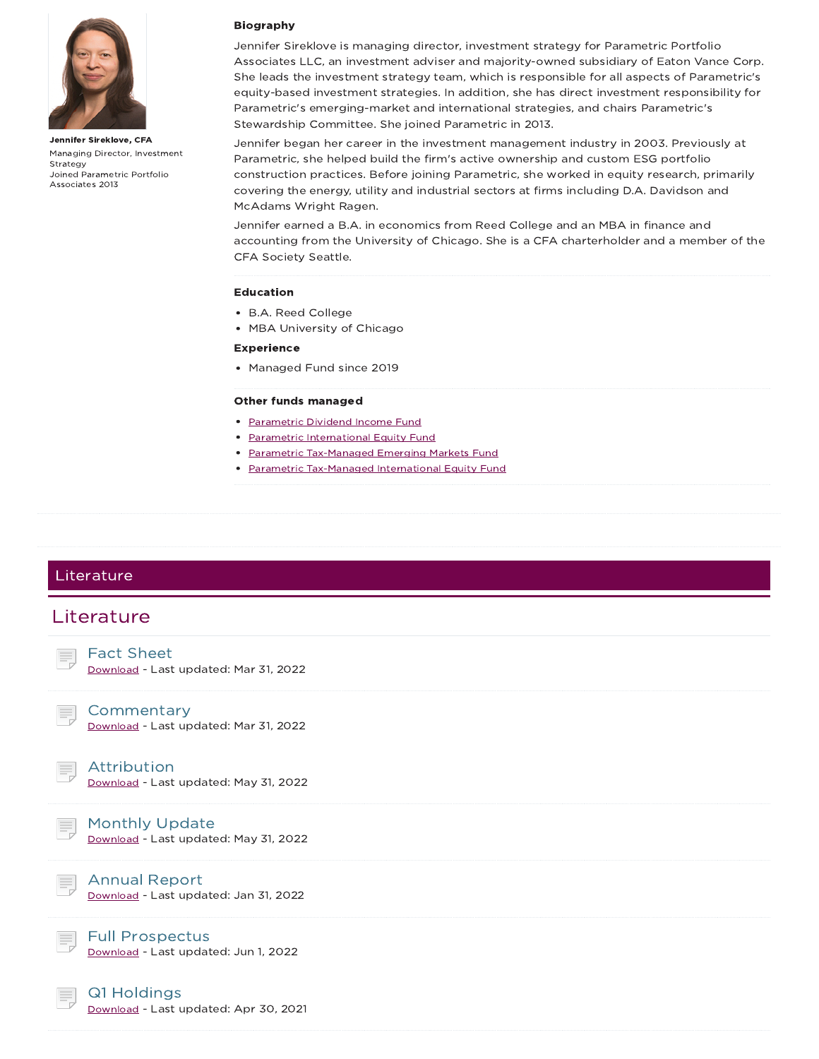**Jennifer Sireklove, CFA**

Managing Director, Investment Strategy

Joined Parametric Portfolio Associates 2013

**Biography**

Jennifer Sireklove is managing director, investment strategy for Parametric Portfolio Associates LLC, an investment adviser and majority-owned subsidiary of Eaton Vance Corp. She leads the investment strategy team, which is responsible for all aspects of Parametric's equity-based investment strategies. In addition, she has direct investment responsibility for Parametric's emerging-market and international strategies, and chairs Parametric's Stewardship Committee. She joined Parametric in 2013.

Jennifer began her career in the investment management industry in 2003. Previously at Parametric, she helped build the firm's active ownership and custom ESG portfolio construction practices. Before joining Parametric, she worked in equity research, primarily covering the energy, utility and industrial sectors at firms including D.A. Davidson and McAdams Wright Ragen.

Jennifer earned a B.A. in economics from Reed College and an MBA in finance and accounting from the University of Chicago. She is a CFA charterholder and a member of the CFA Society Seattle.

**Education**

- B.A. Reed College
- MBA University of Chicago

**Experience**

- Managed Fund since 2019

**Other funds managed**

- Parametric Dividend Income Fund
- Parametric International Equity Fund
- Parametric Tax-Managed Emerging Markets Fund
- Parametric Tax-Managed International Equity Fund

## Literature

## Literature

### Fact Sheet
Download - Last updated: Mar 31, 2022

### Commentary
Download - Last updated: Mar 31, 2022

### Attribution
Download - Last updated: May 31, 2022

### Monthly Update
Download - Last updated: May 31, 2022

### Annual Report
Download - Last updated: Jan 31, 2022

### Full Prospectus
Download - Last updated: Jun 1, 2022

### Q1 Holdings
Download - Last updated: Apr 30, 2021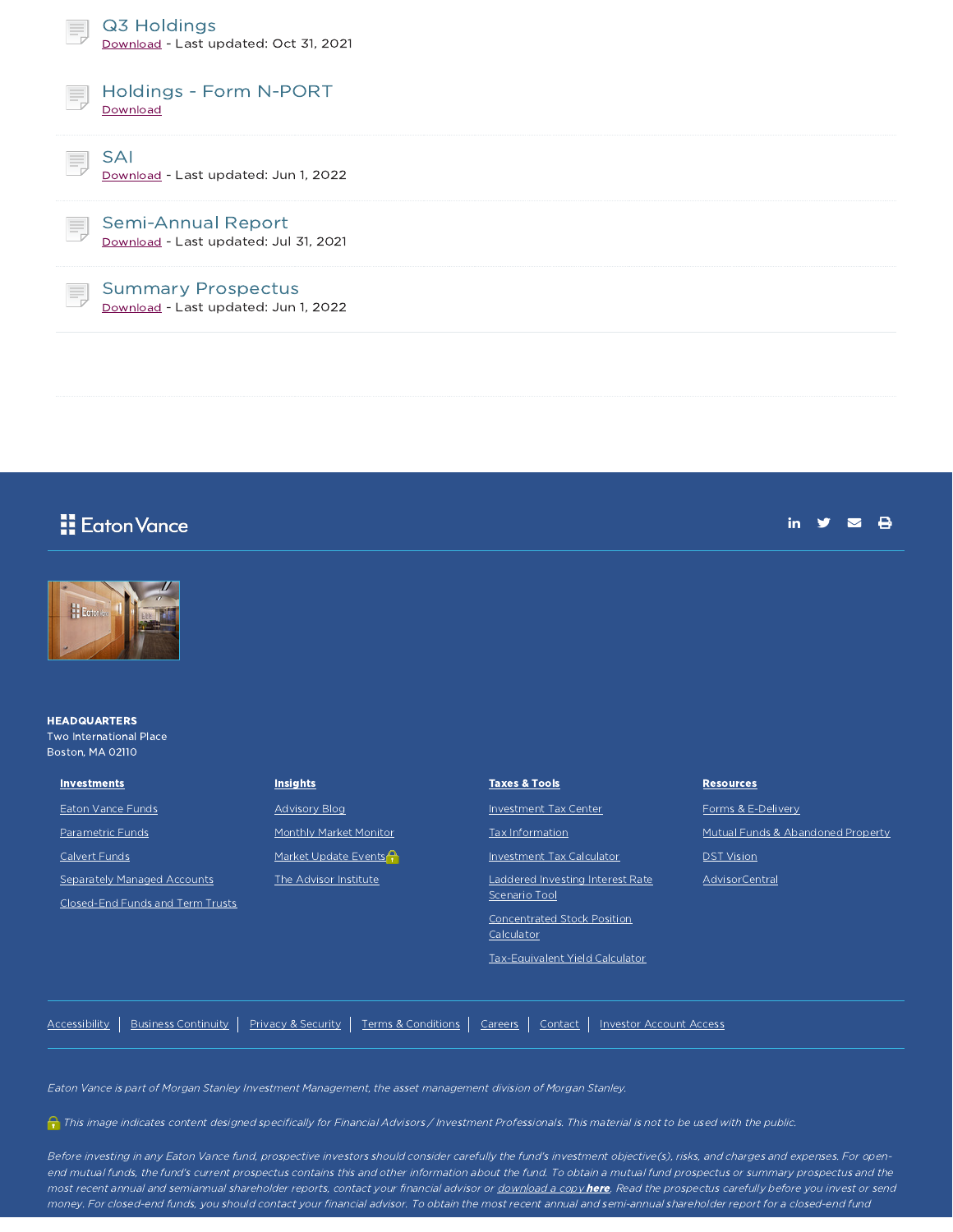### Q3 Holdings
Download - Last updated: Oct 31, 2021

### Holdings - Form N-PORT
Download

### SAI
Download - Last updated: Jun 1, 2022

### Semi-Annual Report
Download - Last updated: Jul 31, 2021

### Summary Prospectus
Download - Last updated: Jun 1, 2022

Eaton Vance

**HEADQUARTERS**
Two International Place
Boston, MA 02110

**Investments**

- Eaton Vance Funds
- Parametric Funds
- Calvert Funds
- Separately Managed Accounts
- Closed-End Funds and Term Trusts

**Insights**

- Advisory Blog
- Monthly Market Monitor
- Market Update Events
- The Advisor Institute

**Taxes & Tools**

- Investment Tax Center
- Tax Information
- Investment Tax Calculator
- Laddered Investing Interest Rate Scenario Tool
- Concentrated Stock Position Calculator
- Tax-Equivalent Yield Calculator

**Resources**

- Forms & E-Delivery
- Mutual Funds & Abandoned Property
- DST Vision
- AdvisorCentral

Accessibility | Business Continuity | Privacy & Security | Terms & Conditions | Careers | Contact | Investor Account Access

*Eaton Vance is part of Morgan Stanley Investment Management, the asset management division of Morgan Stanley.*

*This image indicates content designed specifically for Financial Advisors / Investment Professionals. This material is not to be used with the public.*

*Before investing in any Eaton Vance fund, prospective investors should consider carefully the fund's investment objective(s), risks, and charges and expenses. For open-end mutual funds, the fund's current prospectus contains this and other information about the fund. To obtain a mutual fund prospectus or summary prospectus and the most recent annual and semiannual shareholder reports, contact your financial advisor or download a copy **here**. Read the prospectus carefully before you invest or send money. For closed-end funds, you should contact your financial advisor. To obtain the most recent annual and semi-annual shareholder report for a closed-end fund*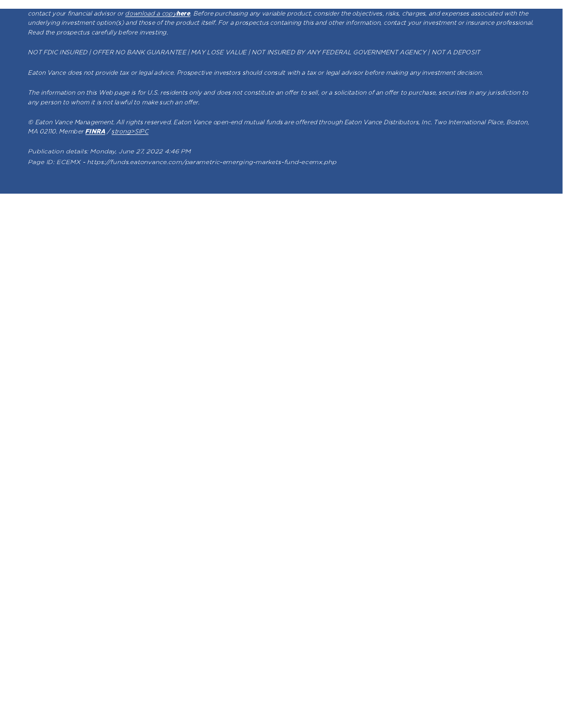*contact your financial advisor or download a copy**here**. Before purchasing any variable product, consider the objectives, risks, charges, and expenses associated with the underlying investment option(s) and those of the product itself. For a prospectus containing this and other information, contact your investment or insurance professional. Read the prospectus carefully before investing.*

*NOT FDIC INSURED | OFFER NO BANK GUARANTEE | MAY LOSE VALUE | NOT INSURED BY ANY FEDERAL GOVERNMENT AGENCY | NOT A DEPOSIT*

*Eaton Vance does not provide tax or legal advice. Prospective investors should consult with a tax or legal advisor before making any investment decision.*

*The information on this Web page is for U.S. residents only and does not constitute an offer to sell, or a solicitation of an offer to purchase, securities in any jurisdiction to any person to whom it is not lawful to make such an offer.*

*© Eaton Vance Management. All rights reserved. Eaton Vance open-end mutual funds are offered through Eaton Vance Distributors, Inc. Two International Place, Boston, MA 02110. Member **FINRA** / strong>SIPC*

*Publication details: Monday, June 27, 2022 4:46 PM*
*Page ID: ECEMX - https://funds.eatonvance.com/parametric-emerging-markets-fund-ecemx.php*